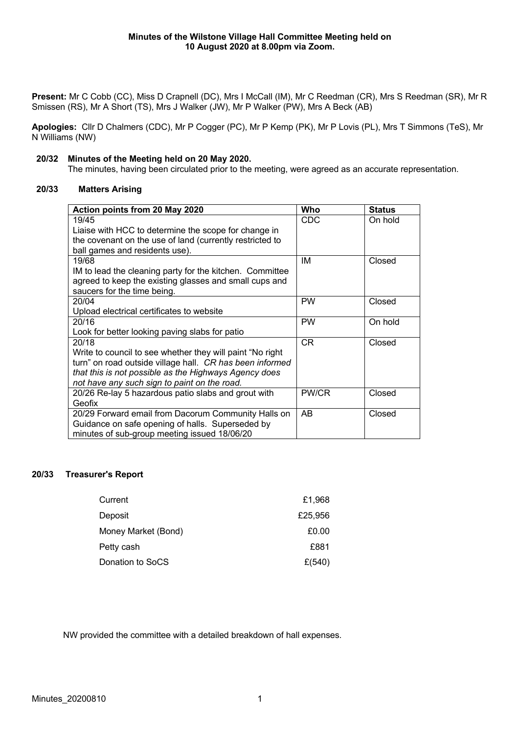**Minutes of the Wilstone Village Hall Committee Meeting held on 10 August 2020 at 8.00pm via Zoom.**

**Present:** Mr C Cobb (CC), Miss D Crapnell (DC), Mrs I McCall (IM), Mr C Reedman (CR), Mrs S Reedman (SR), Mr R Smissen (RS), Mr A Short (TS), Mrs J Walker (JW), Mr P Walker (PW), Mrs A Beck (AB)

**Apologies:** Cllr D Chalmers (CDC), Mr P Cogger (PC), Mr P Kemp (PK), Mr P Lovis (PL), Mrs T Simmons (TeS), Mr N Williams (NW)

### 20/32 Minutes of the Meeting held on 20 May 2020.

The minutes, having been circulated prior to the meeting, were agreed as an accurate representation.

### 20/33 Matters Arising

| Action points from 20 May 2020 | Who | Status |
|---|---|---|
| 19/45<br>Liaise with HCC to determine the scope for change in the covenant on the use of land (currently restricted to ball games and residents use). | CDC | On hold |
| 19/68<br>IM to lead the cleaning party for the kitchen. Committee agreed to keep the existing glasses and small cups and saucers for the time being. | IM | Closed |
| 20/04<br>Upload electrical certificates to website | PW | Closed |
| 20/16<br>Look for better looking paving slabs for patio | PW | On hold |
| 20/18<br>Write to council to see whether they will paint "No right turn" on road outside village hall. *CR has been informed that this is not possible as the Highways Agency does not have any such sign to paint on the road.* | CR | Closed |
| 20/26 Re-lay 5 hazardous patio slabs and grout with Geofix | PW/CR | Closed |
| 20/29 Forward email from Dacorum Community Halls on Guidance on safe opening of halls. Superseded by minutes of sub-group meeting issued 18/06/20 | AB | Closed |

### 20/33 Treasurer's Report

| | |
|---|---|
| Current | £1,968 |
| Deposit | £25,956 |
| Money Market (Bond) | £0.00 |
| Petty cash | £881 |
| Donation to SoCS | £(540) |

NW provided the committee with a detailed breakdown of hall expenses.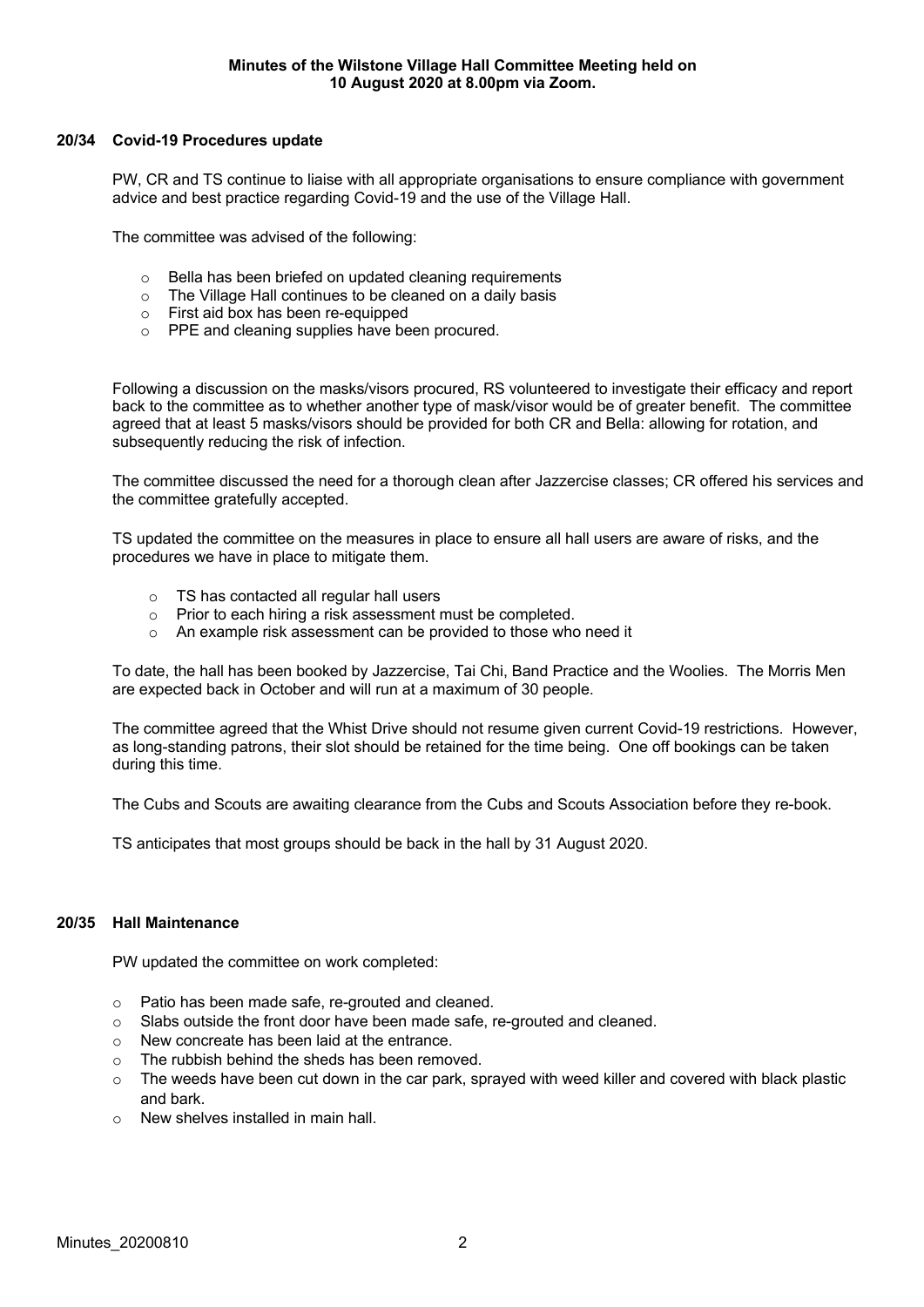**Minutes of the Wilstone Village Hall Committee Meeting held on 10 August 2020 at 8.00pm via Zoom.**

## 20/34 Covid-19 Procedures update

PW, CR and TS continue to liaise with all appropriate organisations to ensure compliance with government advice and best practice regarding Covid-19 and the use of the Village Hall.

The committee was advised of the following:

- Bella has been briefed on updated cleaning requirements
- The Village Hall continues to be cleaned on a daily basis
- First aid box has been re-equipped
- PPE and cleaning supplies have been procured.

Following a discussion on the masks/visors procured, RS volunteered to investigate their efficacy and report back to the committee as to whether another type of mask/visor would be of greater benefit. The committee agreed that at least 5 masks/visors should be provided for both CR and Bella: allowing for rotation, and subsequently reducing the risk of infection.

The committee discussed the need for a thorough clean after Jazzercise classes; CR offered his services and the committee gratefully accepted.

TS updated the committee on the measures in place to ensure all hall users are aware of risks, and the procedures we have in place to mitigate them.

- TS has contacted all regular hall users
- Prior to each hiring a risk assessment must be completed.
- An example risk assessment can be provided to those who need it

To date, the hall has been booked by Jazzercise, Tai Chi, Band Practice and the Woolies. The Morris Men are expected back in October and will run at a maximum of 30 people.

The committee agreed that the Whist Drive should not resume given current Covid-19 restrictions. However, as long-standing patrons, their slot should be retained for the time being. One off bookings can be taken during this time.

The Cubs and Scouts are awaiting clearance from the Cubs and Scouts Association before they re-book.

TS anticipates that most groups should be back in the hall by 31 August 2020.

## 20/35 Hall Maintenance

PW updated the committee on work completed:

- Patio has been made safe, re-grouted and cleaned.
- Slabs outside the front door have been made safe, re-grouted and cleaned.
- New concreate has been laid at the entrance.
- The rubbish behind the sheds has been removed.
- The weeds have been cut down in the car park, sprayed with weed killer and covered with black plastic and bark.
- New shelves installed in main hall.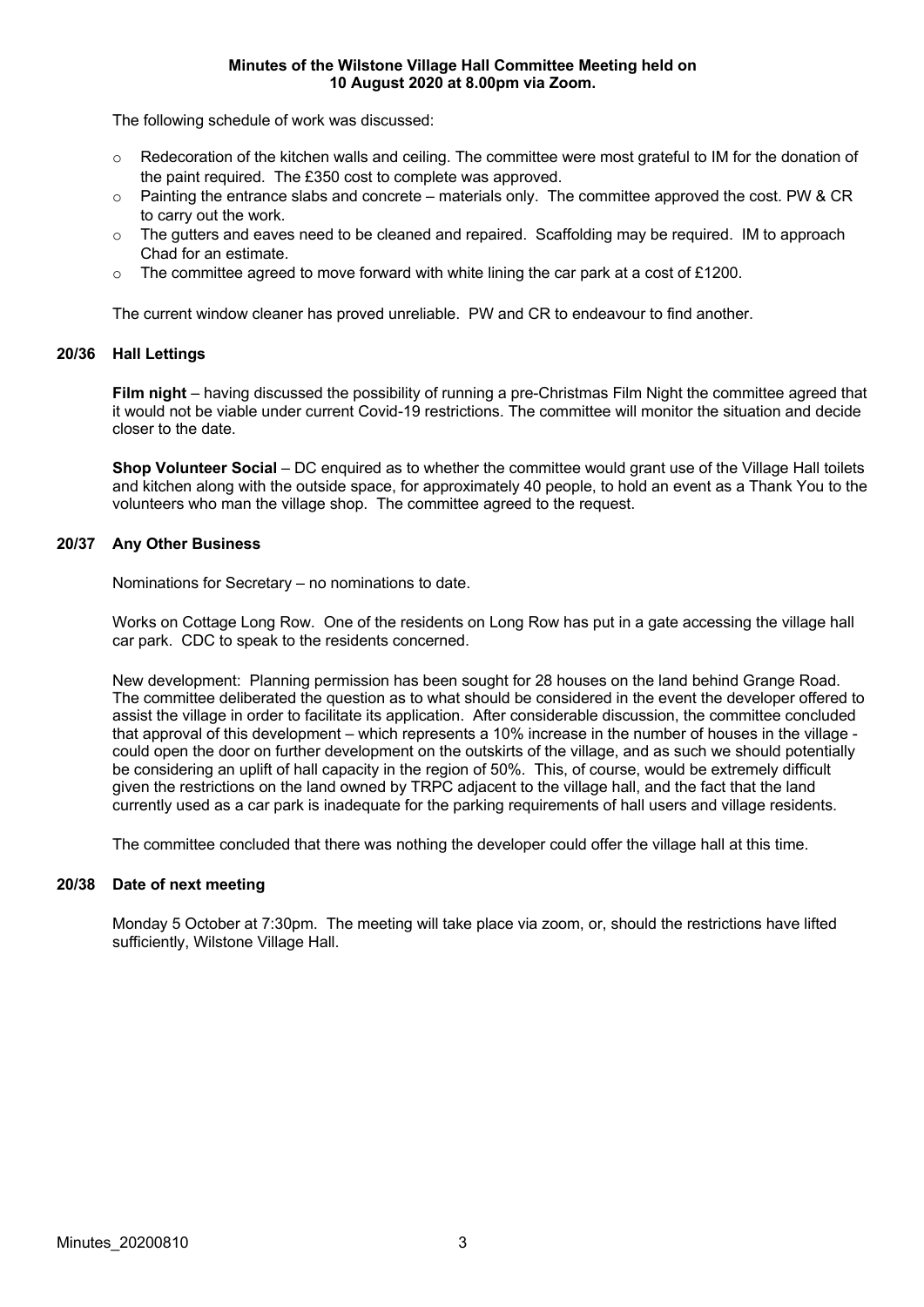**Minutes of the Wilstone Village Hall Committee Meeting held on 10 August 2020 at 8.00pm via Zoom.**

The following schedule of work was discussed:

- Redecoration of the kitchen walls and ceiling. The committee were most grateful to IM for the donation of the paint required. The £350 cost to complete was approved.
- Painting the entrance slabs and concrete – materials only. The committee approved the cost. PW & CR to carry out the work.
- The gutters and eaves need to be cleaned and repaired. Scaffolding may be required. IM to approach Chad for an estimate.
- The committee agreed to move forward with white lining the car park at a cost of £1200.

The current window cleaner has proved unreliable. PW and CR to endeavour to find another.

## 20/36 Hall Lettings

**Film night** – having discussed the possibility of running a pre-Christmas Film Night the committee agreed that it would not be viable under current Covid-19 restrictions. The committee will monitor the situation and decide closer to the date.

**Shop Volunteer Social** – DC enquired as to whether the committee would grant use of the Village Hall toilets and kitchen along with the outside space, for approximately 40 people, to hold an event as a Thank You to the volunteers who man the village shop. The committee agreed to the request.

## 20/37 Any Other Business

Nominations for Secretary – no nominations to date.

Works on Cottage Long Row. One of the residents on Long Row has put in a gate accessing the village hall car park. CDC to speak to the residents concerned.

New development: Planning permission has been sought for 28 houses on the land behind Grange Road. The committee deliberated the question as to what should be considered in the event the developer offered to assist the village in order to facilitate its application. After considerable discussion, the committee concluded that approval of this development – which represents a 10% increase in the number of houses in the village - could open the door on further development on the outskirts of the village, and as such we should potentially be considering an uplift of hall capacity in the region of 50%. This, of course, would be extremely difficult given the restrictions on the land owned by TRPC adjacent to the village hall, and the fact that the land currently used as a car park is inadequate for the parking requirements of hall users and village residents.

The committee concluded that there was nothing the developer could offer the village hall at this time.

## 20/38 Date of next meeting

Monday 5 October at 7:30pm. The meeting will take place via zoom, or, should the restrictions have lifted sufficiently, Wilstone Village Hall.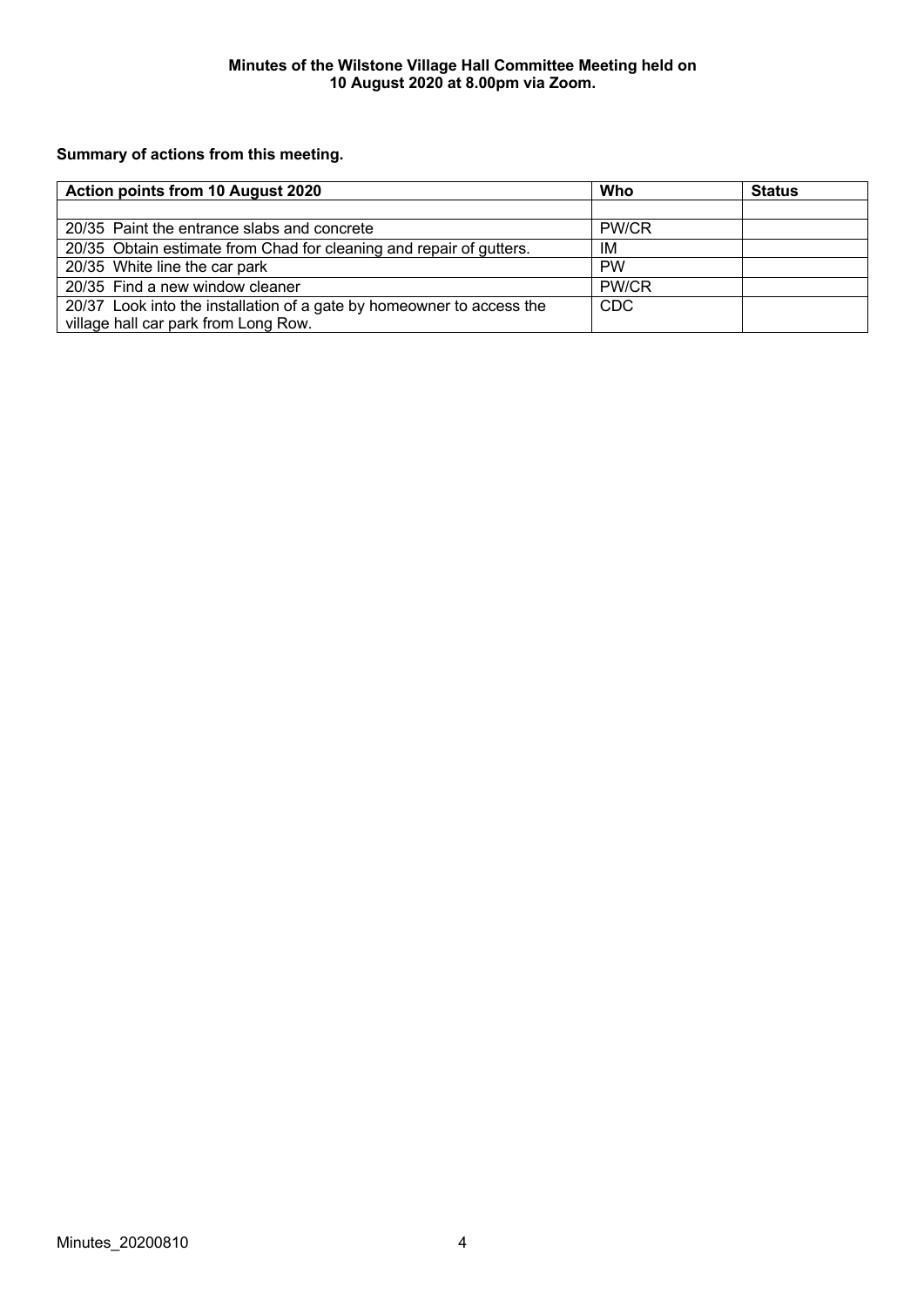**Minutes of the Wilstone Village Hall Committee Meeting held on 10 August 2020 at 8.00pm via Zoom.**

**Summary of actions from this meeting.**

| Action points from 10 August 2020 | Who | Status |
|---|---|---|
| | | |
| 20/35 Paint the entrance slabs and concrete | PW/CR | |
| 20/35 Obtain estimate from Chad for cleaning and repair of gutters. | IM | |
| 20/35 White line the car park | PW | |
| 20/35 Find a new window cleaner | PW/CR | |
| 20/37 Look into the installation of a gate by homeowner to access the village hall car park from Long Row. | CDC | |